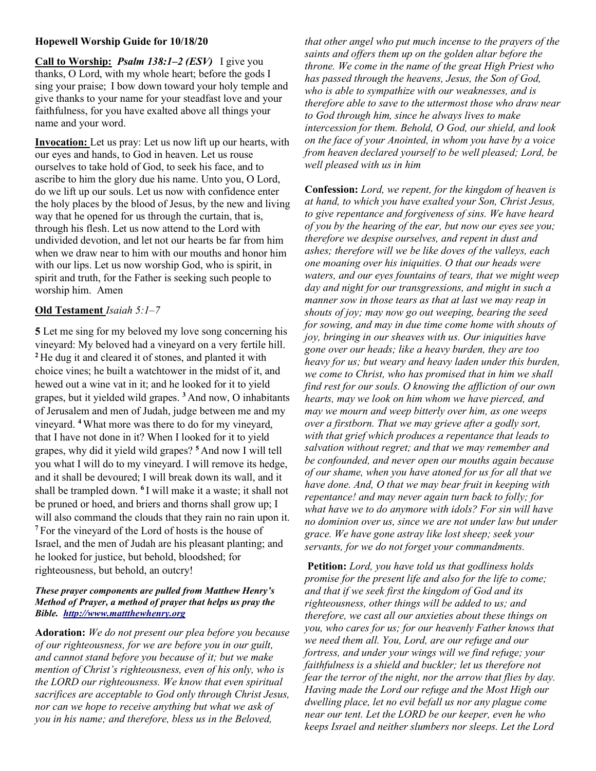**Hopewell Worship Guide for 10/18/20**

**Call to Worship:** ***Psalm 138:1–2 (ESV)*** I give you thanks, O Lord, with my whole heart; before the gods I sing your praise; I bow down toward your holy temple and give thanks to your name for your steadfast love and your faithfulness, for you have exalted above all things your name and your word.

**Invocation:** Let us pray: Let us now lift up our hearts, with our eyes and hands, to God in heaven. Let us rouse ourselves to take hold of God, to seek his face, and to ascribe to him the glory due his name. Unto you, O Lord, do we lift up our souls. Let us now with confidence enter the holy places by the blood of Jesus, by the new and living way that he opened for us through the curtain, that is, through his flesh. Let us now attend to the Lord with undivided devotion, and let not our hearts be far from him when we draw near to him with our mouths and honor him with our lips. Let us now worship God, who is spirit, in spirit and truth, for the Father is seeking such people to worship him. Amen

**Old Testament** *Isaiah 5:1–7*

**5** Let me sing for my beloved my love song concerning his vineyard: My beloved had a vineyard on a very fertile hill. **2** He dug it and cleared it of stones, and planted it with choice vines; he built a watchtower in the midst of it, and hewed out a wine vat in it; and he looked for it to yield grapes, but it yielded wild grapes. **3** And now, O inhabitants of Jerusalem and men of Judah, judge between me and my vineyard. **4** What more was there to do for my vineyard, that I have not done in it? When I looked for it to yield grapes, why did it yield wild grapes? **5** And now I will tell you what I will do to my vineyard. I will remove its hedge, and it shall be devoured; I will break down its wall, and it shall be trampled down. **6** I will make it a waste; it shall not be pruned or hoed, and briers and thorns shall grow up; I will also command the clouds that they rain no rain upon it. **7** For the vineyard of the Lord of hosts is the house of Israel, and the men of Judah are his pleasant planting; and he looked for justice, but behold, bloodshed; for righteousness, but behold, an outcry!

***These prayer components are pulled from Matthew Henry's Method of Prayer, a method of prayer that helps us pray the Bible. http://www.mattthewhenry.org***

**Adoration:** *We do not present our plea before you because of our righteousness, for we are before you in our guilt, and cannot stand before you because of it; but we make mention of Christ's righteousness, even of his only, who is the LORD our righteousness. We know that even spiritual sacrifices are acceptable to God only through Christ Jesus, nor can we hope to receive anything but what we ask of you in his name; and therefore, bless us in the Beloved, that other angel who put much incense to the prayers of the saints and offers them up on the golden altar before the throne. We come in the name of the great High Priest who has passed through the heavens, Jesus, the Son of God, who is able to sympathize with our weaknesses, and is therefore able to save to the uttermost those who draw near to God through him, since he always lives to make intercession for them. Behold, O God, our shield, and look on the face of your Anointed, in whom you have by a voice from heaven declared yourself to be well pleased; Lord, be well pleased with us in him*

**Confession:** *Lord, we repent, for the kingdom of heaven is at hand, to which you have exalted your Son, Christ Jesus, to give repentance and forgiveness of sins. We have heard of you by the hearing of the ear, but now our eyes see you; therefore we despise ourselves, and repent in dust and ashes; therefore will we be like doves of the valleys, each one moaning over his iniquities. O that our heads were waters, and our eyes fountains of tears, that we might weep day and night for our transgressions, and might in such a manner sow in those tears as that at last we may reap in shouts of joy; may now go out weeping, bearing the seed for sowing, and may in due time come home with shouts of joy, bringing in our sheaves with us. Our iniquities have gone over our heads; like a heavy burden, they are too heavy for us; but weary and heavy laden under this burden, we come to Christ, who has promised that in him we shall find rest for our souls. O knowing the affliction of our own hearts, may we look on him whom we have pierced, and may we mourn and weep bitterly over him, as one weeps over a firstborn. That we may grieve after a godly sort, with that grief which produces a repentance that leads to salvation without regret; and that we may remember and be confounded, and never open our mouths again because of our shame, when you have atoned for us for all that we have done. And, O that we may bear fruit in keeping with repentance! and may never again turn back to folly; for what have we to do anymore with idols? For sin will have no dominion over us, since we are not under law but under grace. We have gone astray like lost sheep; seek your servants, for we do not forget your commandments.*

**Petition:** *Lord, you have told us that godliness holds promise for the present life and also for the life to come; and that if we seek first the kingdom of God and its righteousness, other things will be added to us; and therefore, we cast all our anxieties about these things on you, who cares for us; for our heavenly Father knows that we need them all. You, Lord, are our refuge and our fortress, and under your wings will we find refuge; your faithfulness is a shield and buckler; let us therefore not fear the terror of the night, nor the arrow that flies by day. Having made the Lord our refuge and the Most High our dwelling place, let no evil befall us nor any plague come near our tent. Let the LORD be our keeper, even he who keeps Israel and neither slumbers nor sleeps. Let the Lord*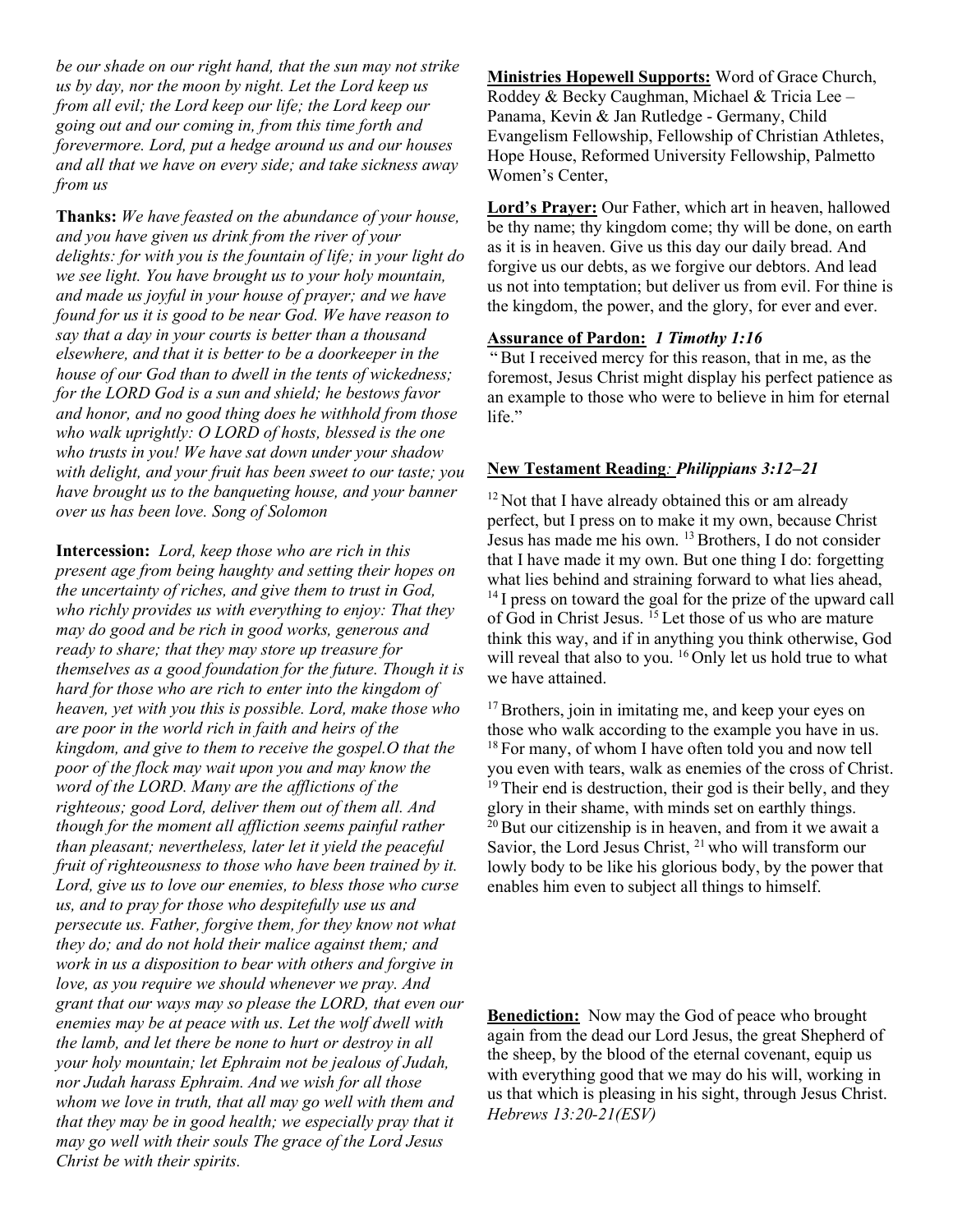*be our shade on our right hand, that the sun may not strike us by day, nor the moon by night. Let the Lord keep us from all evil; the Lord keep our life; the Lord keep our going out and our coming in, from this time forth and forevermore. Lord, put a hedge around us and our houses and all that we have on every side; and take sickness away from us*

**Thanks:** *We have feasted on the abundance of your house, and you have given us drink from the river of your delights: for with you is the fountain of life; in your light do we see light. You have brought us to your holy mountain, and made us joyful in your house of prayer; and we have found for us it is good to be near God. We have reason to say that a day in your courts is better than a thousand elsewhere, and that it is better to be a doorkeeper in the house of our God than to dwell in the tents of wickedness; for the LORD God is a sun and shield; he bestows favor and honor, and no good thing does he withhold from those who walk uprightly: O LORD of hosts, blessed is the one who trusts in you! We have sat down under your shadow with delight, and your fruit has been sweet to our taste; you have brought us to the banqueting house, and your banner over us has been love. Song of Solomon*

**Intercession:** *Lord, keep those who are rich in this present age from being haughty and setting their hopes on the uncertainty of riches, and give them to trust in God, who richly provides us with everything to enjoy: That they may do good and be rich in good works, generous and ready to share; that they may store up treasure for themselves as a good foundation for the future. Though it is hard for those who are rich to enter into the kingdom of heaven, yet with you this is possible. Lord, make those who are poor in the world rich in faith and heirs of the kingdom, and give to them to receive the gospel.O that the poor of the flock may wait upon you and may know the word of the LORD. Many are the afflictions of the righteous; good Lord, deliver them out of them all. And though for the moment all affliction seems painful rather than pleasant; nevertheless, later let it yield the peaceful fruit of righteousness to those who have been trained by it. Lord, give us to love our enemies, to bless those who curse us, and to pray for those who despitefully use us and persecute us. Father, forgive them, for they know not what they do; and do not hold their malice against them; and work in us a disposition to bear with others and forgive in love, as you require we should whenever we pray. And grant that our ways may so please the LORD, that even our enemies may be at peace with us. Let the wolf dwell with the lamb, and let there be none to hurt or destroy in all your holy mountain; let Ephraim not be jealous of Judah, nor Judah harass Ephraim. And we wish for all those whom we love in truth, that all may go well with them and that they may be in good health; we especially pray that it may go well with their souls The grace of the Lord Jesus Christ be with their spirits.*

**Ministries Hopewell Supports:** Word of Grace Church, Roddey & Becky Caughman, Michael & Tricia Lee – Panama, Kevin & Jan Rutledge - Germany, Child Evangelism Fellowship, Fellowship of Christian Athletes, Hope House, Reformed University Fellowship, Palmetto Women's Center,

**Lord's Prayer:** Our Father, which art in heaven, hallowed be thy name; thy kingdom come; thy will be done, on earth as it is in heaven. Give us this day our daily bread. And forgive us our debts, as we forgive our debtors. And lead us not into temptation; but deliver us from evil. For thine is the kingdom, the power, and the glory, for ever and ever.

**Assurance of Pardon:** ***1 Timothy 1:16***

" But I received mercy for this reason, that in me, as the foremost, Jesus Christ might display his perfect patience as an example to those who were to believe in him for eternal life."

**New Testament Reading*: Philippians 3:12–21***

[12] Not that I have already obtained this or am already perfect, but I press on to make it my own, because Christ Jesus has made me his own. [13] Brothers, I do not consider that I have made it my own. But one thing I do: forgetting what lies behind and straining forward to what lies ahead, [14] I press on toward the goal for the prize of the upward call of God in Christ Jesus. [15] Let those of us who are mature think this way, and if in anything you think otherwise, God will reveal that also to you. [16] Only let us hold true to what we have attained.

[17] Brothers, join in imitating me, and keep your eyes on those who walk according to the example you have in us. [18] For many, of whom I have often told you and now tell you even with tears, walk as enemies of the cross of Christ. [19] Their end is destruction, their god is their belly, and they glory in their shame, with minds set on earthly things. [20] But our citizenship is in heaven, and from it we await a Savior, the Lord Jesus Christ, [21] who will transform our lowly body to be like his glorious body, by the power that enables him even to subject all things to himself.

**Benediction:** Now may the God of peace who brought again from the dead our Lord Jesus, the great Shepherd of the sheep, by the blood of the eternal covenant, equip us with everything good that we may do his will, working in us that which is pleasing in his sight, through Jesus Christ. *Hebrews 13:20-21(ESV)*